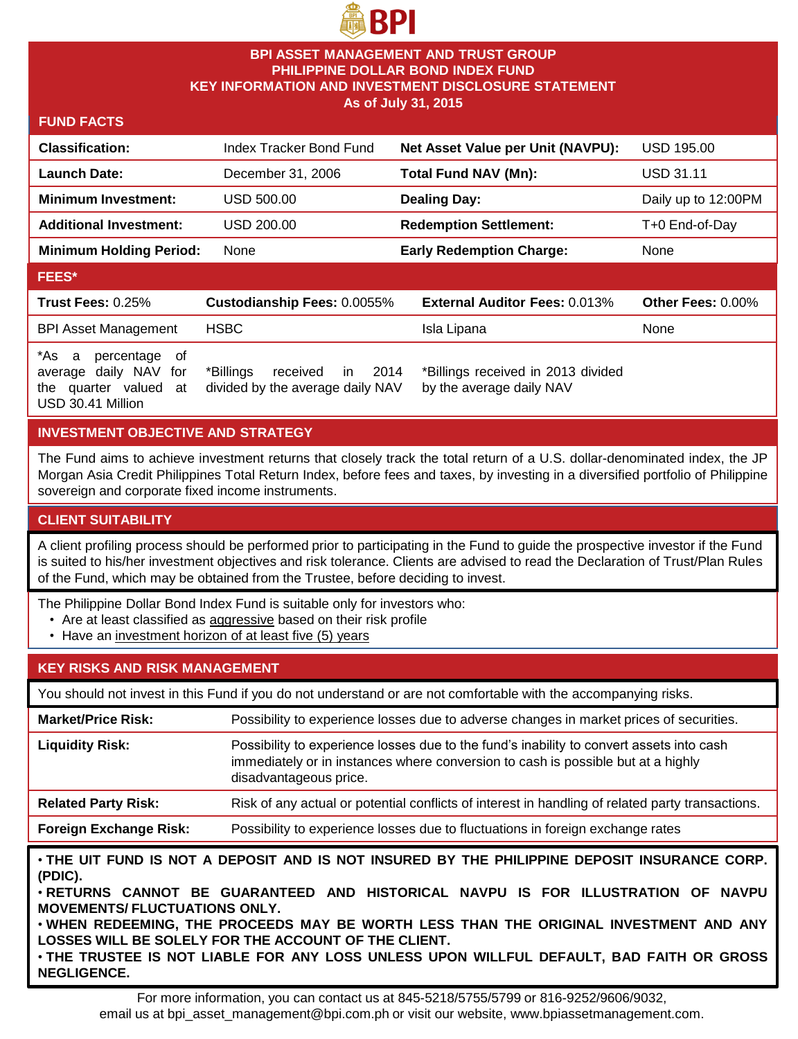# BPI ASSET MANAGEMENT AND TRUST GROUP
# PHILIPPINE DOLLAR BOND INDEX FUND
# KEY INFORMATION AND INVESTMENT DISCLOSURE STATEMENT
## As of July 31, 2015

## FUND FACTS

| | | | |
|---|---|---|---|
| **Classification:** | Index Tracker Bond Fund | **Net Asset Value per Unit (NAVPU):** | USD 195.00 |
| **Launch Date:** | December 31, 2006 | **Total Fund NAV (Mn):** | USD 31.11 |
| **Minimum Investment:** | USD 500.00 | **Dealing Day:** | Daily up to 12:00PM |
| **Additional Investment:** | USD 200.00 | **Redemption Settlement:** | T+0 End-of-Day |
| **Minimum Holding Period:** | None | **Early Redemption Charge:** | None |

## FEES*

| **Trust Fees:** 0.25% | **Custodianship Fees:** 0.0055% | **External Auditor Fees:** 0.013% | **Other Fees:** 0.00% |
|---|---|---|---|
| BPI Asset Management | HSBC | Isla Lipana | None |
| *As a percentage of average daily NAV for the quarter valued at USD 30.41 Million | *Billings received in 2014 divided by the average daily NAV | *Billings received in 2013 divided by the average daily NAV | |

## INVESTMENT OBJECTIVE AND STRATEGY

The Fund aims to achieve investment returns that closely track the total return of a U.S. dollar-denominated index, the JP Morgan Asia Credit Philippines Total Return Index, before fees and taxes, by investing in a diversified portfolio of Philippine sovereign and corporate fixed income instruments.

## CLIENT SUITABILITY

A client profiling process should be performed prior to participating in the Fund to guide the prospective investor if the Fund is suited to his/her investment objectives and risk tolerance. Clients are advised to read the Declaration of Trust/Plan Rules of the Fund, which may be obtained from the Trustee, before deciding to invest.

The Philippine Dollar Bond Index Fund is suitable only for investors who:

- Are at least classified as aggressive based on their risk profile
- Have an investment horizon of at least five (5) years

## KEY RISKS AND RISK MANAGEMENT

You should not invest in this Fund if you do not understand or are not comfortable with the accompanying risks.

| | |
|---|---|
| **Market/Price Risk:** | Possibility to experience losses due to adverse changes in market prices of securities. |
| **Liquidity Risk:** | Possibility to experience losses due to the fund's inability to convert assets into cash immediately or in instances where conversion to cash is possible but at a highly disadvantageous price. |
| **Related Party Risk:** | Risk of any actual or potential conflicts of interest in handling of related party transactions. |
| **Foreign Exchange Risk:** | Possibility to experience losses due to fluctuations in foreign exchange rates |

**• THE UIT FUND IS NOT A DEPOSIT AND IS NOT INSURED BY THE PHILIPPINE DEPOSIT INSURANCE CORP. (PDIC).**
**• RETURNS CANNOT BE GUARANTEED AND HISTORICAL NAVPU IS FOR ILLUSTRATION OF NAVPU MOVEMENTS/ FLUCTUATIONS ONLY.**
**• WHEN REDEEMING, THE PROCEEDS MAY BE WORTH LESS THAN THE ORIGINAL INVESTMENT AND ANY LOSSES WILL BE SOLELY FOR THE ACCOUNT OF THE CLIENT.**
**• THE TRUSTEE IS NOT LIABLE FOR ANY LOSS UNLESS UPON WILLFUL DEFAULT, BAD FAITH OR GROSS NEGLIGENCE.**

For more information, you can contact us at 845-5218/5755/5799 or 816-9252/9606/9032, email us at bpi_asset_management@bpi.com.ph or visit our website, www.bpiassetmanagement.com.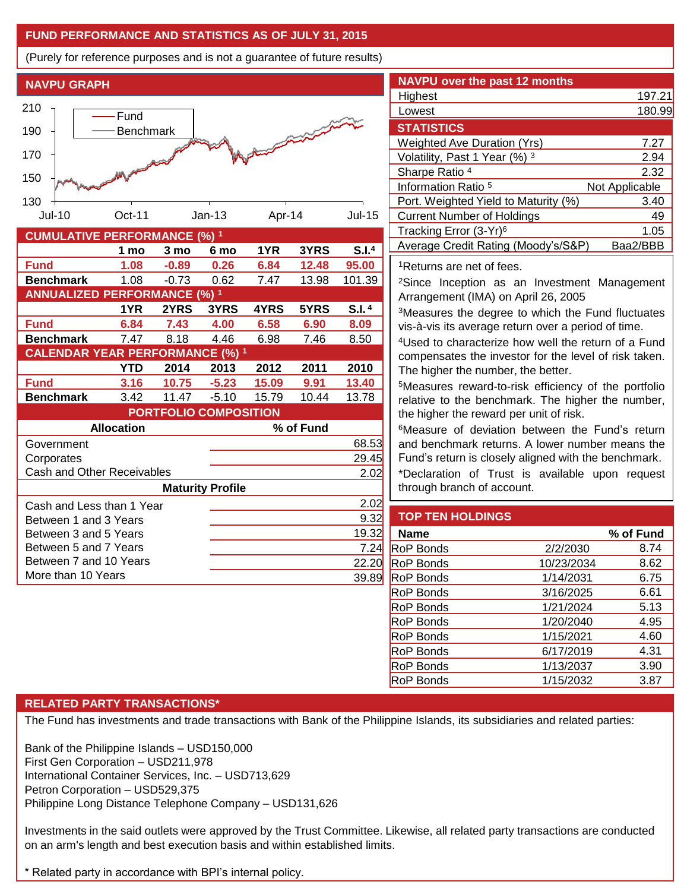## FUND PERFORMANCE AND STATISTICS AS OF JULY 31, 2015

(Purely for reference purposes and is not a guarantee of future results)

### NAVPU GRAPH

### NAVPU over the past 12 months

| | |
|---|---|
| Highest | 197.21 |
| Lowest | 180.99 |

### STATISTICS

| | |
|---|---|
| Weighted Ave Duration (Yrs) | 7.27 |
| Volatility, Past 1 Year (%) [3] | 2.94 |
| Sharpe Ratio [4] | 2.32 |
| Information Ratio [5] | Not Applicable |
| Port. Weighted Yield to Maturity (%) | 3.40 |
| Current Number of Holdings | 49 |
| Tracking Error (3-Yr)[6] | 1.05 |
| Average Credit Rating (Moody's/S&P) | Baa2/BBB |

### CUMULATIVE PERFORMANCE (%) [1]

| | 1 mo | 3 mo | 6 mo | 1YR | 3YRS | S.I.[4] |
|---|---|---|---|---|---|---|
| **Fund** | **1.08** | **-0.89** | **0.26** | **6.84** | **12.48** | **95.00** |
| **Benchmark** | 1.08 | -0.73 | 0.62 | 7.47 | 13.98 | 101.39 |

### ANNUALIZED PERFORMANCE (%) [1]

| | 1YR | 2YRS | 3YRS | 4YRS | 5YRS | S.I.[4] |
|---|---|---|---|---|---|---|
| **Fund** | **6.84** | **7.43** | **4.00** | **6.58** | **6.90** | **8.09** |
| **Benchmark** | 7.47 | 8.18 | 4.46 | 6.98 | 7.46 | 8.50 |

### CALENDAR YEAR PERFORMANCE (%) [1]

| | YTD | 2014 | 2013 | 2012 | 2011 | 2010 |
|---|---|---|---|---|---|---|
| **Fund** | **3.16** | **10.75** | **-5.23** | **15.09** | **9.91** | **13.40** |
| **Benchmark** | 3.42 | 11.47 | -5.10 | 15.79 | 10.44 | 13.78 |

### PORTFOLIO COMPOSITION

| Allocation | % of Fund |
|---|---|
| Government | 68.53 |
| Corporates | 29.45 |
| Cash and Other Receivables | 2.02 |

| Maturity Profile | |
|---|---|
| Cash and Less than 1 Year | 2.02 |
| Between 1 and 3 Years | 9.32 |
| Between 3 and 5 Years | 19.32 |
| Between 5 and 7 Years | 7.24 |
| Between 7 and 10 Years | 22.20 |
| More than 10 Years | 39.89 |

[1]Returns are net of fees.

[2]Since Inception as an Investment Management Arrangement (IMA) on April 26, 2005

[3]Measures the degree to which the Fund fluctuates vis-à-vis its average return over a period of time.

[4]Used to characterize how well the return of a Fund compensates the investor for the level of risk taken. The higher the number, the better.

[5]Measures reward-to-risk efficiency of the portfolio relative to the benchmark. The higher the number, the higher the reward per unit of risk.

[6]Measure of deviation between the Fund's return and benchmark returns. A lower number means the Fund's return is closely aligned with the benchmark.

*Declaration of Trust is available upon request through branch of account.

### TOP TEN HOLDINGS

| Name | | % of Fund |
|---|---|---|
| RoP Bonds | 2/2/2030 | 8.74 |
| RoP Bonds | 10/23/2034 | 8.62 |
| RoP Bonds | 1/14/2031 | 6.75 |
| RoP Bonds | 3/16/2025 | 6.61 |
| RoP Bonds | 1/21/2024 | 5.13 |
| RoP Bonds | 1/20/2040 | 4.95 |
| RoP Bonds | 1/15/2021 | 4.60 |
| RoP Bonds | 6/17/2019 | 4.31 |
| RoP Bonds | 1/13/2037 | 3.90 |
| RoP Bonds | 1/15/2032 | 3.87 |

### RELATED PARTY TRANSACTIONS*

The Fund has investments and trade transactions with Bank of the Philippine Islands, its subsidiaries and related parties:

Bank of the Philippine Islands – USD150,000
First Gen Corporation – USD211,978
International Container Services, Inc. – USD713,629
Petron Corporation – USD529,375
Philippine Long Distance Telephone Company – USD131,626

Investments in the said outlets were approved by the Trust Committee. Likewise, all related party transactions are conducted on an arm's length and best execution basis and within established limits.

* Related party in accordance with BPI's internal policy.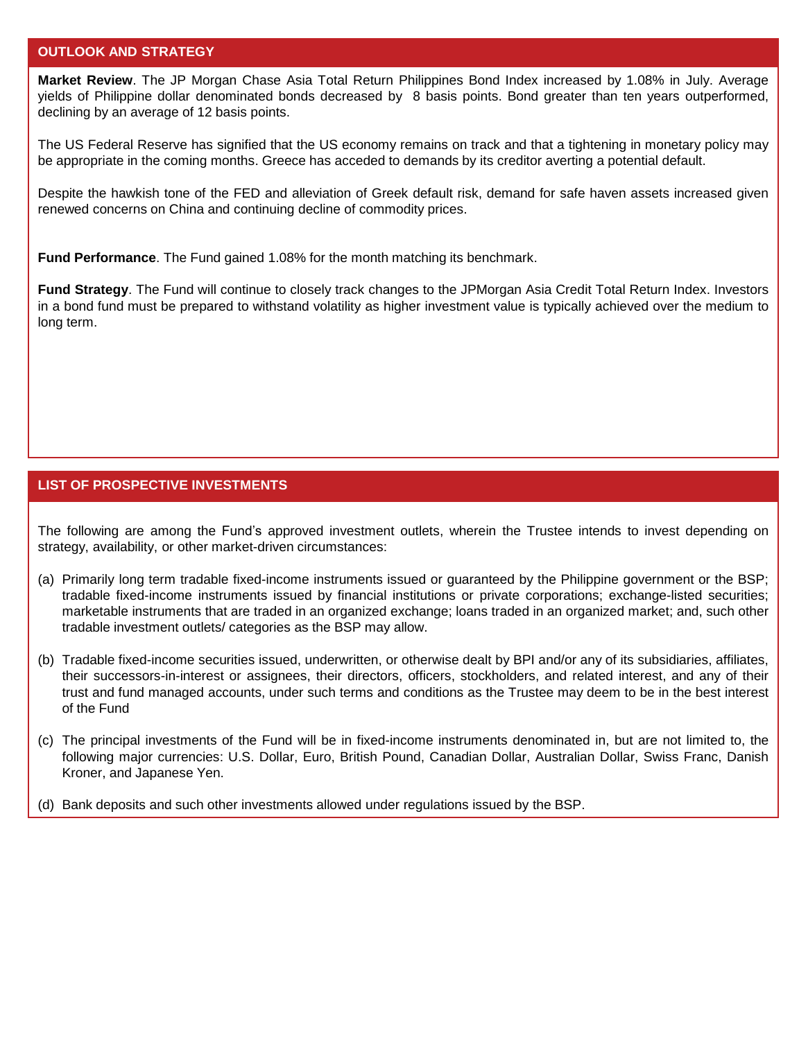## OUTLOOK AND STRATEGY

**Market Review**. The JP Morgan Chase Asia Total Return Philippines Bond Index increased by 1.08% in July. Average yields of Philippine dollar denominated bonds decreased by 8 basis points. Bond greater than ten years outperformed, declining by an average of 12 basis points.

The US Federal Reserve has signified that the US economy remains on track and that a tightening in monetary policy may be appropriate in the coming months. Greece has acceded to demands by its creditor averting a potential default.

Despite the hawkish tone of the FED and alleviation of Greek default risk, demand for safe haven assets increased given renewed concerns on China and continuing decline of commodity prices.

**Fund Performance**. The Fund gained 1.08% for the month matching its benchmark.

**Fund Strategy**. The Fund will continue to closely track changes to the JPMorgan Asia Credit Total Return Index. Investors in a bond fund must be prepared to withstand volatility as higher investment value is typically achieved over the medium to long term.

## LIST OF PROSPECTIVE INVESTMENTS

The following are among the Fund's approved investment outlets, wherein the Trustee intends to invest depending on strategy, availability, or other market-driven circumstances:

(a) Primarily long term tradable fixed-income instruments issued or guaranteed by the Philippine government or the BSP; tradable fixed-income instruments issued by financial institutions or private corporations; exchange-listed securities; marketable instruments that are traded in an organized exchange; loans traded in an organized market; and, such other tradable investment outlets/ categories as the BSP may allow.

(b) Tradable fixed-income securities issued, underwritten, or otherwise dealt by BPI and/or any of its subsidiaries, affiliates, their successors-in-interest or assignees, their directors, officers, stockholders, and related interest, and any of their trust and fund managed accounts, under such terms and conditions as the Trustee may deem to be in the best interest of the Fund

(c) The principal investments of the Fund will be in fixed-income instruments denominated in, but are not limited to, the following major currencies: U.S. Dollar, Euro, British Pound, Canadian Dollar, Australian Dollar, Swiss Franc, Danish Kroner, and Japanese Yen.

(d) Bank deposits and such other investments allowed under regulations issued by the BSP.